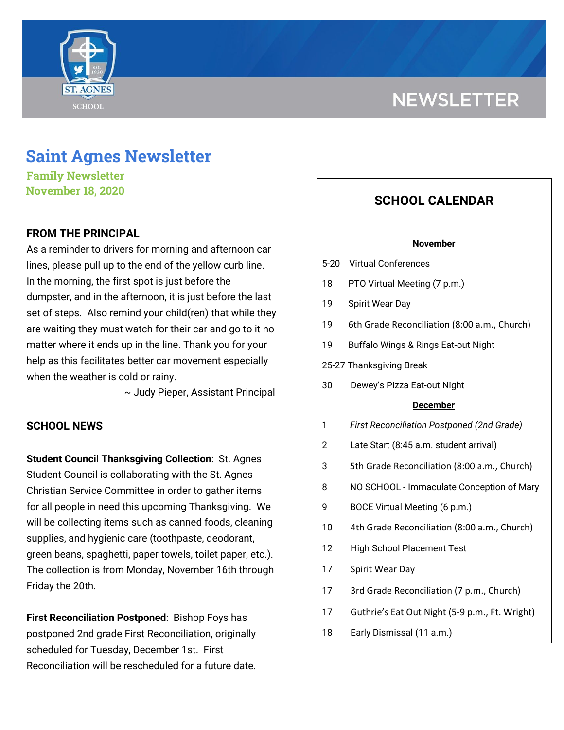NEWSLETTER

# Saint Agnes Newsletter

### Family Newsletter
### November 18, 2020

## FROM THE PRINCIPAL

As a reminder to drivers for morning and afternoon car lines, please pull up to the end of the yellow curb line. In the morning, the first spot is just before the dumpster, and in the afternoon, it is just before the last set of steps. Also remind your child(ren) that while they are waiting they must watch for their car and go to it no matter where it ends up in the line. Thank you for your help as this facilitates better car movement especially when the weather is cold or rainy.

~ Judy Pieper, Assistant Principal

## SCHOOL NEWS

**Student Council Thanksgiving Collection**: St. Agnes Student Council is collaborating with the St. Agnes Christian Service Committee in order to gather items for all people in need this upcoming Thanksgiving. We will be collecting items such as canned foods, cleaning supplies, and hygienic care (toothpaste, deodorant, green beans, spaghetti, paper towels, toilet paper, etc.). The collection is from Monday, November 16th through Friday the 20th.

**First Reconciliation Postponed**: Bishop Foys has postponed 2nd grade First Reconciliation, originally scheduled for Tuesday, December 1st. First Reconciliation will be rescheduled for a future date.

## SCHOOL CALENDAR

**November**

| | |
|---|---|
| 5-20 | Virtual Conferences |
| 18 | PTO Virtual Meeting (7 p.m.) |
| 19 | Spirit Wear Day |
| 19 | 6th Grade Reconciliation (8:00 a.m., Church) |
| 19 | Buffalo Wings & Rings Eat-out Night |
| 25-27 | Thanksgiving Break |
| 30 | Dewey's Pizza Eat-out Night |

**December**

| | |
|---|---|
| 1 | *First Reconciliation Postponed (2nd Grade)* |
| 2 | Late Start (8:45 a.m. student arrival) |
| 3 | 5th Grade Reconciliation (8:00 a.m., Church) |
| 8 | NO SCHOOL - Immaculate Conception of Mary |
| 9 | BOCE Virtual Meeting (6 p.m.) |
| 10 | 4th Grade Reconciliation (8:00 a.m., Church) |
| 12 | High School Placement Test |
| 17 | Spirit Wear Day |
| 17 | 3rd Grade Reconciliation (7 p.m., Church) |
| 17 | Guthrie's Eat Out Night (5-9 p.m., Ft. Wright) |
| 18 | Early Dismissal (11 a.m.) |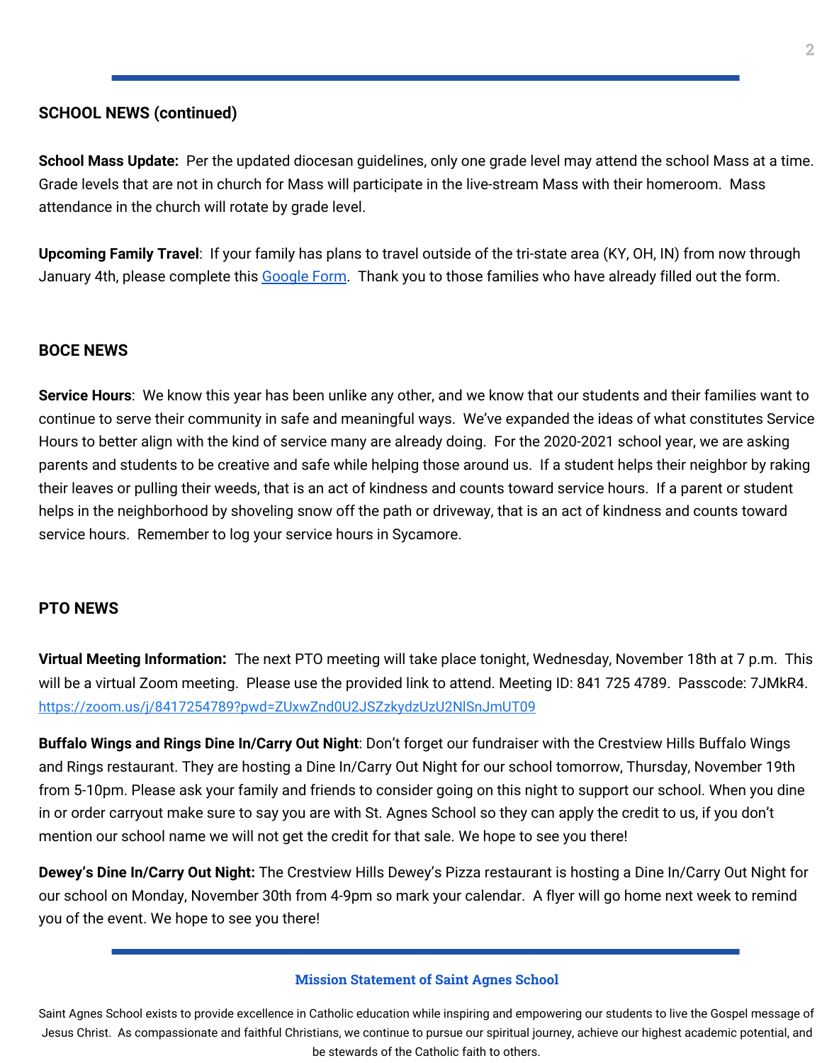**SCHOOL NEWS (continued)**

**School Mass Update:** Per the updated diocesan guidelines, only one grade level may attend the school Mass at a time. Grade levels that are not in church for Mass will participate in the live-stream Mass with their homeroom. Mass attendance in the church will rotate by grade level.

**Upcoming Family Travel**: If your family has plans to travel outside of the tri-state area (KY, OH, IN) from now through January 4th, please complete this [Google Form](). Thank you to those families who have already filled out the form.

**BOCE NEWS**

**Service Hours**: We know this year has been unlike any other, and we know that our students and their families want to continue to serve their community in safe and meaningful ways. We've expanded the ideas of what constitutes Service Hours to better align with the kind of service many are already doing. For the 2020-2021 school year, we are asking parents and students to be creative and safe while helping those around us. If a student helps their neighbor by raking their leaves or pulling their weeds, that is an act of kindness and counts toward service hours. If a parent or student helps in the neighborhood by shoveling snow off the path or driveway, that is an act of kindness and counts toward service hours. Remember to log your service hours in Sycamore.

**PTO NEWS**

**Virtual Meeting Information:** The next PTO meeting will take place tonight, Wednesday, November 18th at 7 p.m. This will be a virtual Zoom meeting. Please use the provided link to attend. Meeting ID: 841 725 4789. Passcode: 7JMkR4.
https://zoom.us/j/8417254789?pwd=ZUxwZnd0U2JSZzkydzUzU2NlSnJmUT09

**Buffalo Wings and Rings Dine In/Carry Out Night**: Don't forget our fundraiser with the Crestview Hills Buffalo Wings and Rings restaurant. They are hosting a Dine In/Carry Out Night for our school tomorrow, Thursday, November 19th from 5-10pm. Please ask your family and friends to consider going on this night to support our school. When you dine in or order carryout make sure to say you are with St. Agnes School so they can apply the credit to us, if you don't mention our school name we will not get the credit for that sale. We hope to see you there!

**Dewey's Dine In/Carry Out Night:** The Crestview Hills Dewey's Pizza restaurant is hosting a Dine In/Carry Out Night for our school on Monday, November 30th from 4-9pm so mark your calendar. A flyer will go home next week to remind you of the event. We hope to see you there!

**Mission Statement of Saint Agnes School**

Saint Agnes School exists to provide excellence in Catholic education while inspiring and empowering our students to live the Gospel message of Jesus Christ. As compassionate and faithful Christians, we continue to pursue our spiritual journey, achieve our highest academic potential, and be stewards of the Catholic faith to others.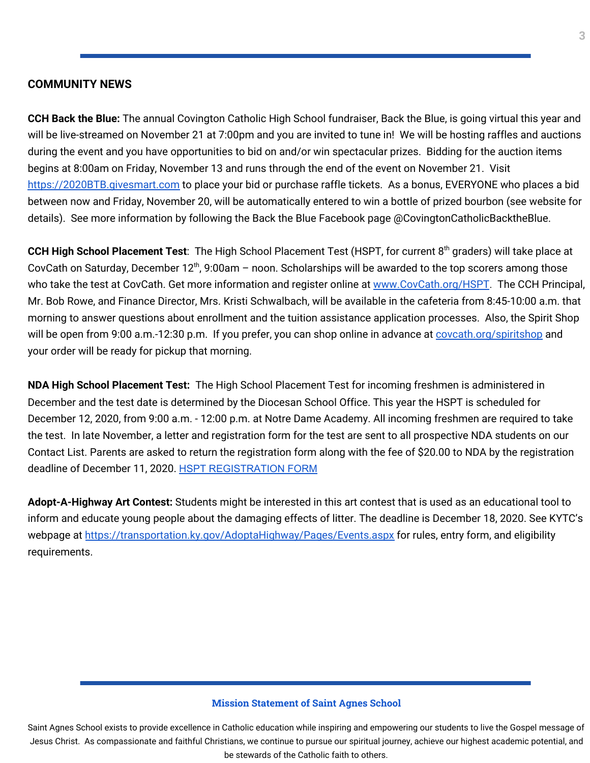## COMMUNITY NEWS

**CCH Back the Blue:** The annual Covington Catholic High School fundraiser, Back the Blue, is going virtual this year and will be live-streamed on November 21 at 7:00pm and you are invited to tune in! We will be hosting raffles and auctions during the event and you have opportunities to bid on and/or win spectacular prizes. Bidding for the auction items begins at 8:00am on Friday, November 13 and runs through the end of the event on November 21. Visit https://2020BTB.givesmart.com to place your bid or purchase raffle tickets. As a bonus, EVERYONE who places a bid between now and Friday, November 20, will be automatically entered to win a bottle of prized bourbon (see website for details). See more information by following the Back the Blue Facebook page @CovingtonCatholicBacktheBlue.

**CCH High School Placement Test**: The High School Placement Test (HSPT, for current 8th graders) will take place at CovCath on Saturday, December 12th, 9:00am – noon. Scholarships will be awarded to the top scorers among those who take the test at CovCath. Get more information and register online at www.CovCath.org/HSPT. The CCH Principal, Mr. Bob Rowe, and Finance Director, Mrs. Kristi Schwalbach, will be available in the cafeteria from 8:45-10:00 a.m. that morning to answer questions about enrollment and the tuition assistance application processes. Also, the Spirit Shop will be open from 9:00 a.m.-12:30 p.m. If you prefer, you can shop online in advance at covcath.org/spiritshop and your order will be ready for pickup that morning.

**NDA High School Placement Test:** The High School Placement Test for incoming freshmen is administered in December and the test date is determined by the Diocesan School Office. This year the HSPT is scheduled for December 12, 2020, from 9:00 a.m. - 12:00 p.m. at Notre Dame Academy. All incoming freshmen are required to take the test. In late November, a letter and registration form for the test are sent to all prospective NDA students on our Contact List. Parents are asked to return the registration form along with the fee of $20.00 to NDA by the registration deadline of December 11, 2020. HSPT REGISTRATION FORM

**Adopt-A-Highway Art Contest:** Students might be interested in this art contest that is used as an educational tool to inform and educate young people about the damaging effects of litter. The deadline is December 18, 2020. See KYTC's webpage at https://transportation.ky.gov/AdoptaHighway/Pages/Events.aspx for rules, entry form, and eligibility requirements.

**Mission Statement of Saint Agnes School**

Saint Agnes School exists to provide excellence in Catholic education while inspiring and empowering our students to live the Gospel message of Jesus Christ. As compassionate and faithful Christians, we continue to pursue our spiritual journey, achieve our highest academic potential, and be stewards of the Catholic faith to others.